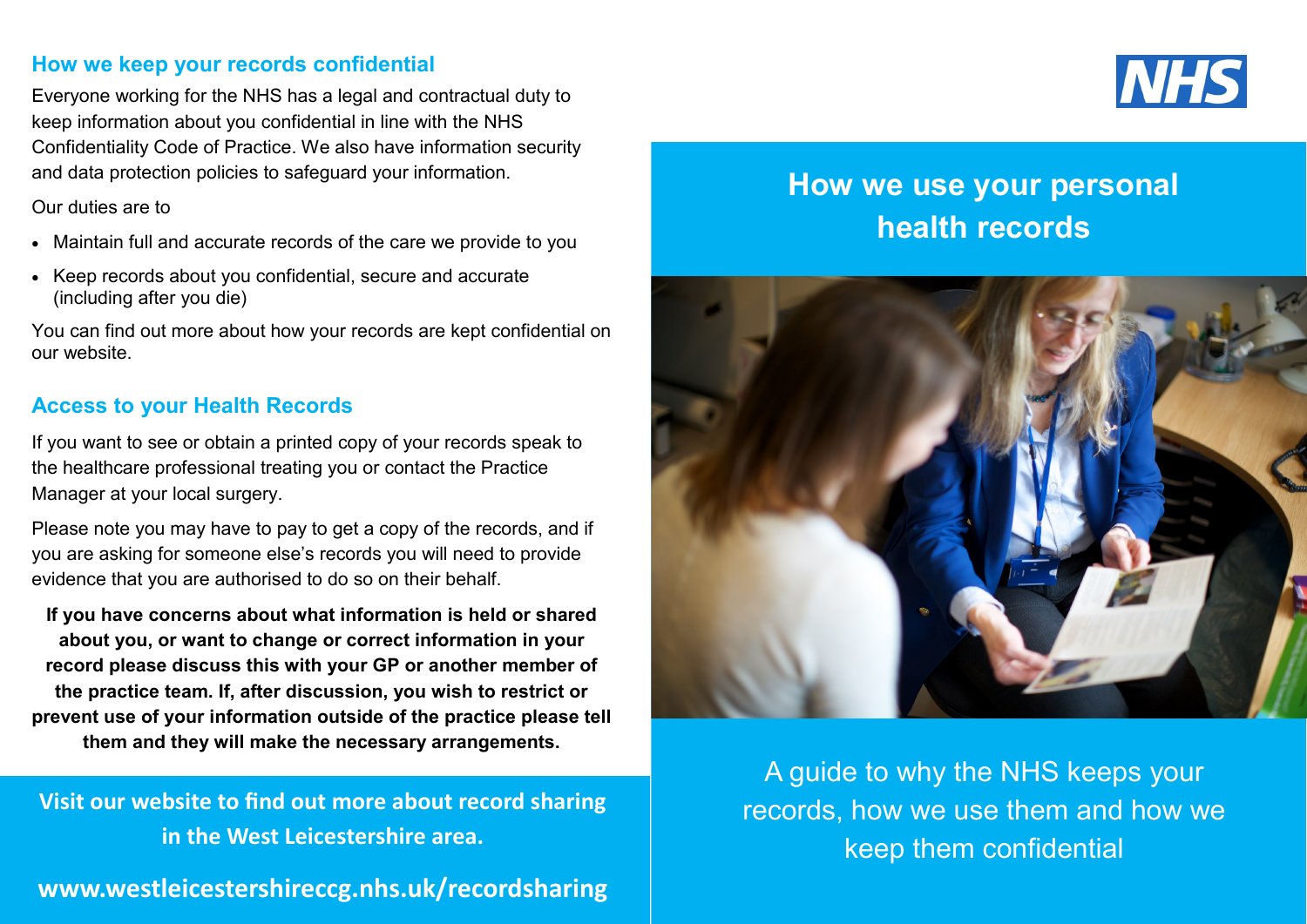## How we keep your records confidential

Everyone working for the NHS has a legal and contractual duty to keep information about you confidential in line with the NHS Confidentiality Code of Practice. We also have information security and data protection policies to safeguard your information.

Our duties are to

- Maintain full and accurate records of the care we provide to you
- Keep records about you confidential, secure and accurate (including after you die)

You can find out more about how your records are kept confidential on our website.

## Access to your Health Records

If you want to see or obtain a printed copy of your records speak to the healthcare professional treating you or contact the Practice Manager at your local surgery.

Please note you may have to pay to get a copy of the records, and if you are asking for someone else's records you will need to provide evidence that you are authorised to do so on their behalf.

**If you have concerns about what information is held or shared about you, or want to change or correct information in your record please discuss this with your GP or another member of the practice team. If, after discussion, you wish to restrict or prevent use of your information outside of the practice please tell them and they will make the necessary arrangements.**

**Visit our website to find out more about record sharing in the West Leicestershire area.**

**www.westleicestershireccg.nhs.uk/recordsharing**

NHS

# How we use your personal health records

A guide to why the NHS keeps your records, how we use them and how we keep them confidential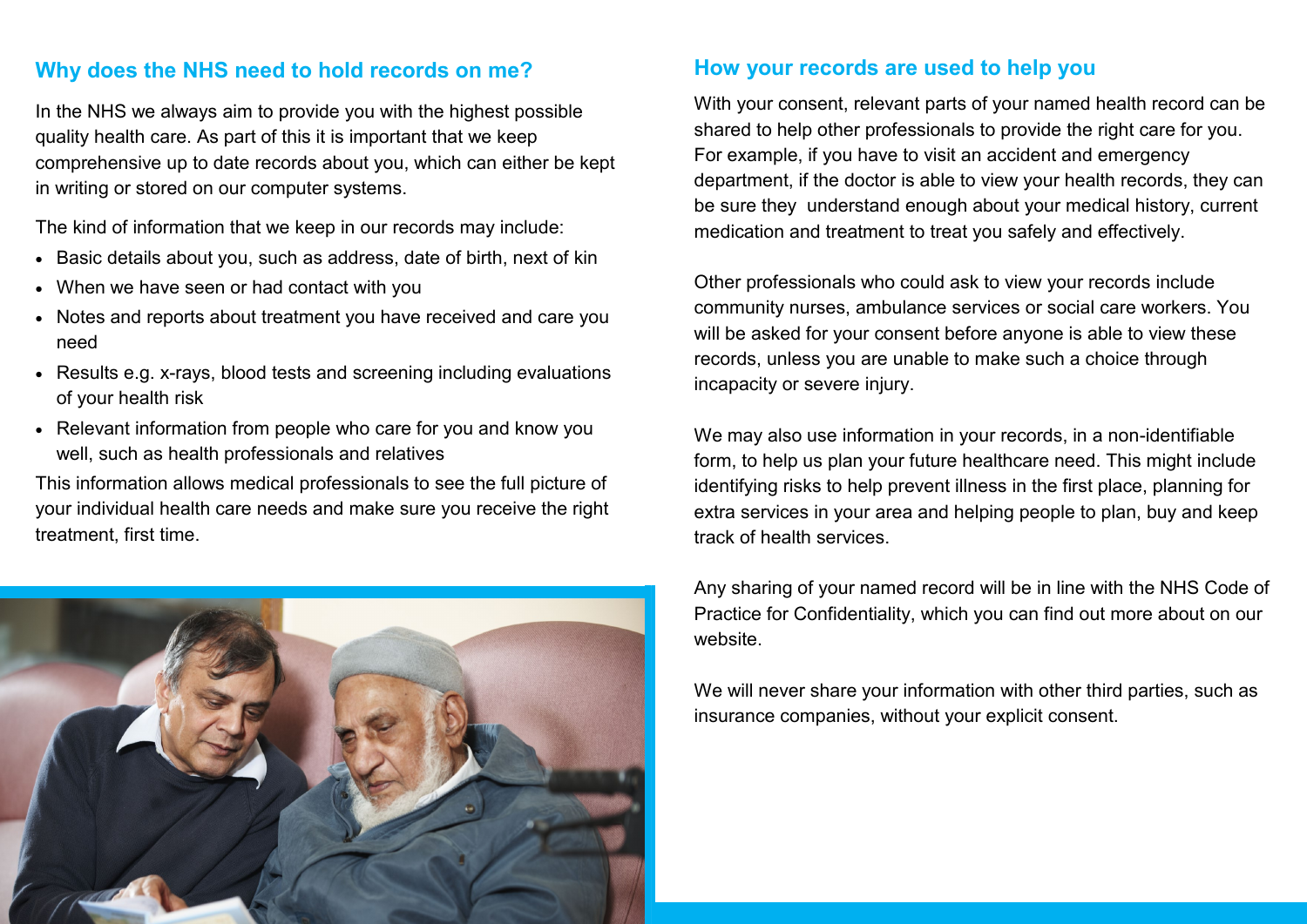## Why does the NHS need to hold records on me?

In the NHS we always aim to provide you with the highest possible quality health care. As part of this it is important that we keep comprehensive up to date records about you, which can either be kept in writing or stored on our computer systems.

The kind of information that we keep in our records may include:

- Basic details about you, such as address, date of birth, next of kin
- When we have seen or had contact with you
- Notes and reports about treatment you have received and care you need
- Results e.g. x-rays, blood tests and screening including evaluations of your health risk
- Relevant information from people who care for you and know you well, such as health professionals and relatives

This information allows medical professionals to see the full picture of your individual health care needs and make sure you receive the right treatment, first time.

## How your records are used to help you

With your consent, relevant parts of your named health record can be shared to help other professionals to provide the right care for you. For example, if you have to visit an accident and emergency department, if the doctor is able to view your health records, they can be sure they understand enough about your medical history, current medication and treatment to treat you safely and effectively.

Other professionals who could ask to view your records include community nurses, ambulance services or social care workers. You will be asked for your consent before anyone is able to view these records, unless you are unable to make such a choice through incapacity or severe injury.

We may also use information in your records, in a non-identifiable form, to help us plan your future healthcare need. This might include identifying risks to help prevent illness in the first place, planning for extra services in your area and helping people to plan, buy and keep track of health services.

Any sharing of your named record will be in line with the NHS Code of Practice for Confidentiality, which you can find out more about on our website.

We will never share your information with other third parties, such as insurance companies, without your explicit consent.